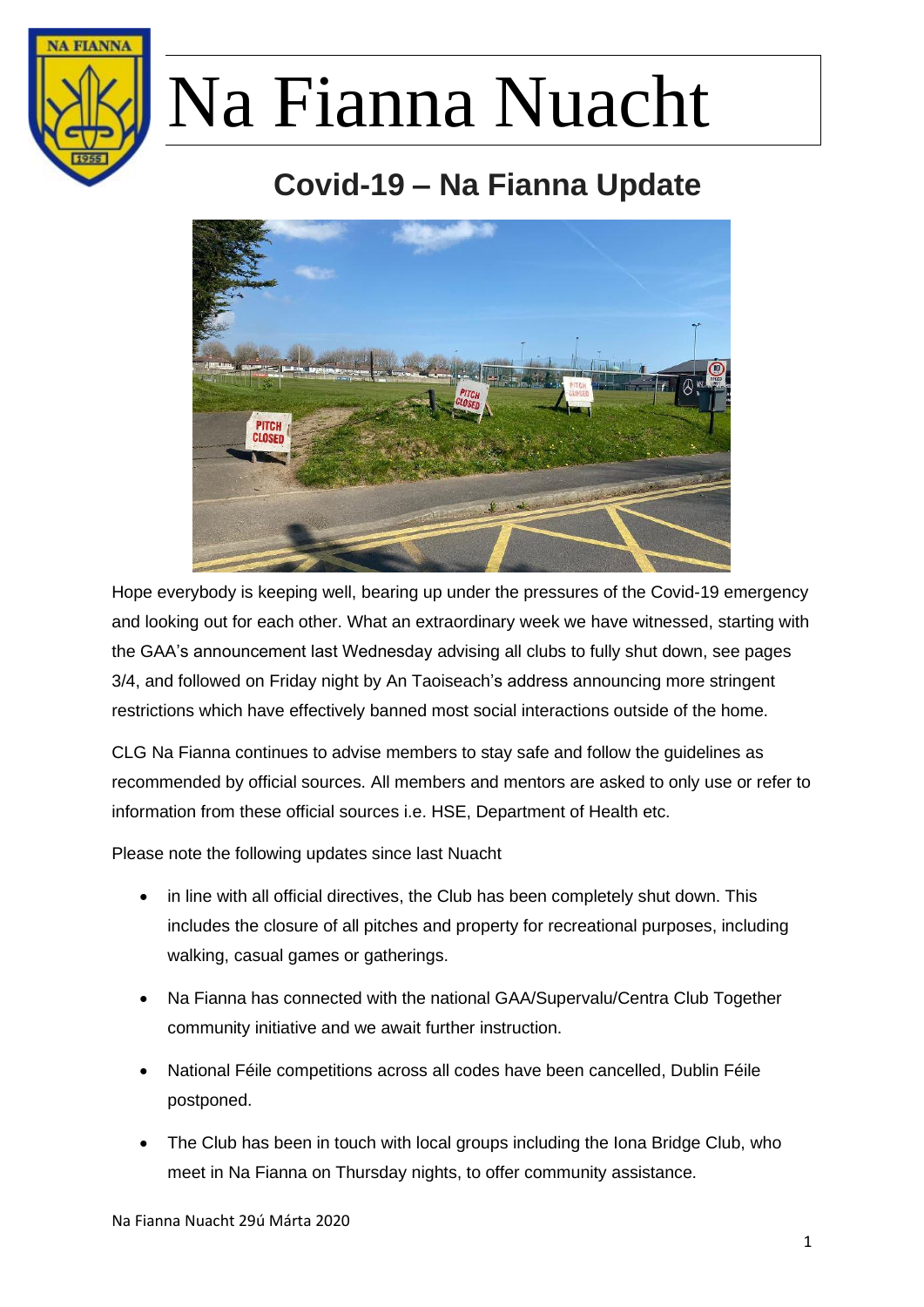# Na Fianna Nuacht

## Covid-19 – Na Fianna Update

Hope everybody is keeping well, bearing up under the pressures of the Covid-19 emergency and looking out for each other. What an extraordinary week we have witnessed, starting with the GAA's announcement last Wednesday advising all clubs to fully shut down, see pages 3/4, and followed on Friday night by An Taoiseach's address announcing more stringent restrictions which have effectively banned most social interactions outside of the home.

CLG Na Fianna continues to advise members to stay safe and follow the guidelines as recommended by official sources. All members and mentors are asked to only use or refer to information from these official sources i.e. HSE, Department of Health etc.

Please note the following updates since last Nuacht

- in line with all official directives, the Club has been completely shut down. This includes the closure of all pitches and property for recreational purposes, including walking, casual games or gatherings.
- Na Fianna has connected with the national GAA/Supervalu/Centra Club Together community initiative and we await further instruction.
- National Féile competitions across all codes have been cancelled, Dublin Féile postponed.
- The Club has been in touch with local groups including the Iona Bridge Club, who meet in Na Fianna on Thursday nights, to offer community assistance.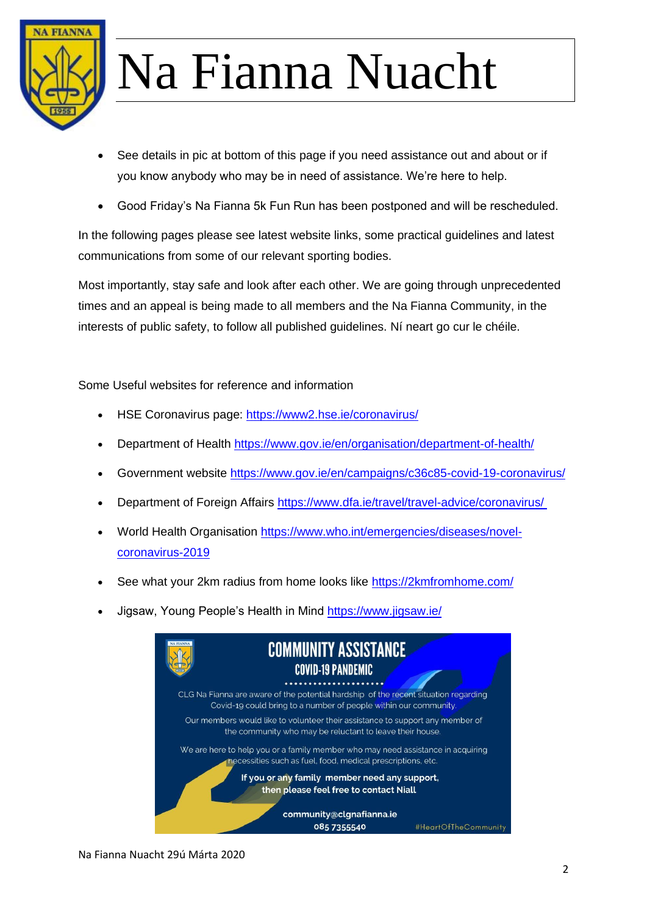# Na Fianna Nuacht

- See details in pic at bottom of this page if you need assistance out and about or if you know anybody who may be in need of assistance. We're here to help.
- Good Friday's Na Fianna 5k Fun Run has been postponed and will be rescheduled.

In the following pages please see latest website links, some practical guidelines and latest communications from some of our relevant sporting bodies.

Most importantly, stay safe and look after each other. We are going through unprecedented times and an appeal is being made to all members and the Na Fianna Community, in the interests of public safety, to follow all published guidelines. Ní neart go cur le chéile.

Some Useful websites for reference and information

- HSE Coronavirus page: https://www2.hse.ie/coronavirus/
- Department of Health https://www.gov.ie/en/organisation/department-of-health/
- Government website https://www.gov.ie/en/campaigns/c36c85-covid-19-coronavirus/
- Department of Foreign Affairs https://www.dfa.ie/travel/travel-advice/coronavirus/
- World Health Organisation https://www.who.int/emergencies/diseases/novel-coronavirus-2019
- See what your 2km radius from home looks like https://2kmfromhome.com/
- Jigsaw, Young People's Health in Mind https://www.jigsaw.ie/

## COMMUNITY ASSISTANCE

### COVID-19 PANDEMIC

CLG Na Fianna are aware of the potential hardship of the recent situation regarding Covid-19 could bring to a number of people within our community.

Our members would like to volunteer their assistance to support any member of the community who may be reluctant to leave their house.

We are here to help you or a family member who may need assistance in acquiring necessities such as fuel, food, medical prescriptions, etc.

**If you or any family member need any support, then please feel free to contact Niall**

**community@clgnafianna.ie**
**085 7355540**

#HeartOfTheCommunity

Na Fianna Nuacht 29ú Márta 2020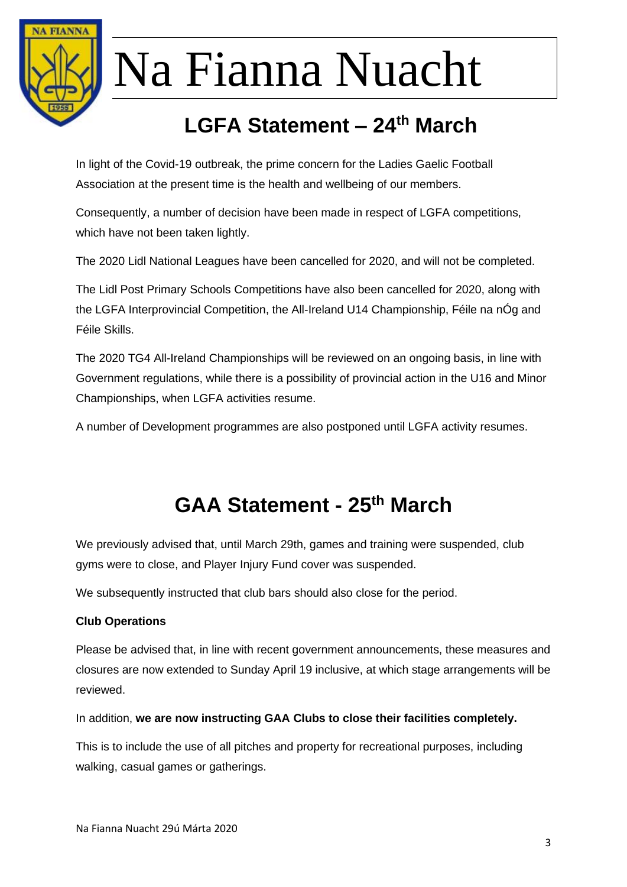# Na Fianna Nuacht

## LGFA Statement – 24th March

In light of the Covid-19 outbreak, the prime concern for the Ladies Gaelic Football Association at the present time is the health and wellbeing of our members.

Consequently, a number of decision have been made in respect of LGFA competitions, which have not been taken lightly.

The 2020 Lidl National Leagues have been cancelled for 2020, and will not be completed.

The Lidl Post Primary Schools Competitions have also been cancelled for 2020, along with the LGFA Interprovincial Competition, the All-Ireland U14 Championship, Féile na nÓg and Féile Skills.

The 2020 TG4 All-Ireland Championships will be reviewed on an ongoing basis, in line with Government regulations, while there is a possibility of provincial action in the U16 and Minor Championships, when LGFA activities resume.

A number of Development programmes are also postponed until LGFA activity resumes.

## GAA Statement - 25th March

We previously advised that, until March 29th, games and training were suspended, club gyms were to close, and Player Injury Fund cover was suspended.

We subsequently instructed that club bars should also close for the period.

**Club Operations**

Please be advised that, in line with recent government announcements, these measures and closures are now extended to Sunday April 19 inclusive, at which stage arrangements will be reviewed.

In addition, **we are now instructing GAA Clubs to close their facilities completely.**

This is to include the use of all pitches and property for recreational purposes, including walking, casual games or gatherings.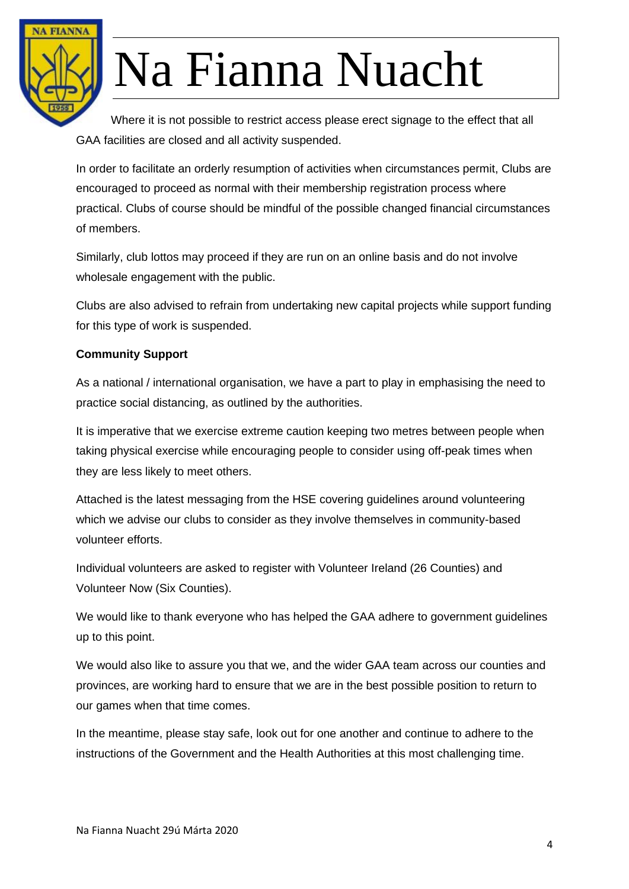Where it is not possible to restrict access please erect signage to the effect that all GAA facilities are closed and all activity suspended.

In order to facilitate an orderly resumption of activities when circumstances permit, Clubs are encouraged to proceed as normal with their membership registration process where practical. Clubs of course should be mindful of the possible changed financial circumstances of members.

Similarly, club lottos may proceed if they are run on an online basis and do not involve wholesale engagement with the public.

Clubs are also advised to refrain from undertaking new capital projects while support funding for this type of work is suspended.

**Community Support**

As a national / international organisation, we have a part to play in emphasising the need to practice social distancing, as outlined by the authorities.

It is imperative that we exercise extreme caution keeping two metres between people when taking physical exercise while encouraging people to consider using off-peak times when they are less likely to meet others.

Attached is the latest messaging from the HSE covering guidelines around volunteering which we advise our clubs to consider as they involve themselves in community-based volunteer efforts.

Individual volunteers are asked to register with Volunteer Ireland (26 Counties) and Volunteer Now (Six Counties).

We would like to thank everyone who has helped the GAA adhere to government guidelines up to this point.

We would also like to assure you that we, and the wider GAA team across our counties and provinces, are working hard to ensure that we are in the best possible position to return to our games when that time comes.

In the meantime, please stay safe, look out for one another and continue to adhere to the instructions of the Government and the Health Authorities at this most challenging time.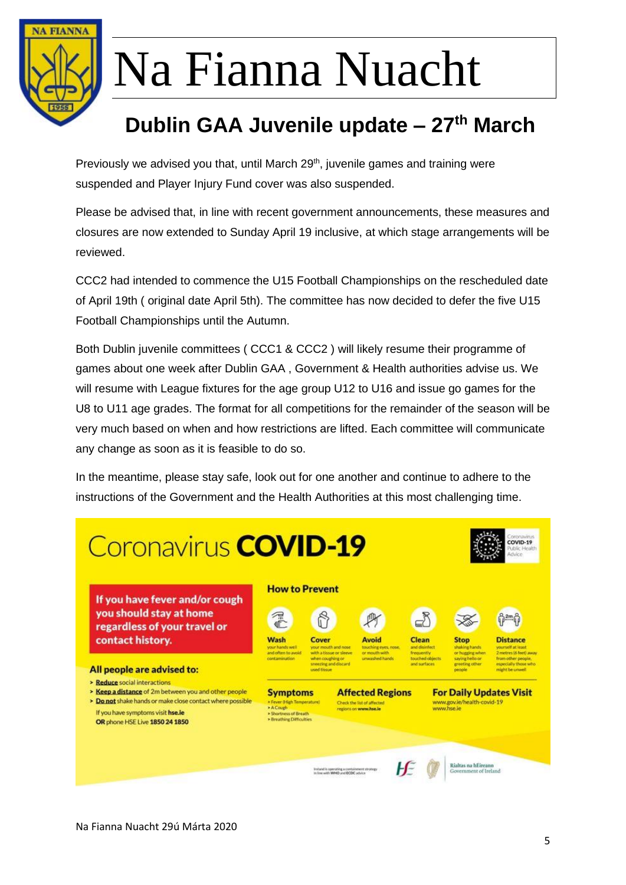# Na Fianna Nuacht

## Dublin GAA Juvenile update – 27th March

Previously we advised you that, until March 29th, juvenile games and training were suspended and Player Injury Fund cover was also suspended.

Please be advised that, in line with recent government announcements, these measures and closures are now extended to Sunday April 19 inclusive, at which stage arrangements will be reviewed.

CCC2 had intended to commence the U15 Football Championships on the rescheduled date of April 19th ( original date April 5th). The committee has now decided to defer the five U15 Football Championships until the Autumn.

Both Dublin juvenile committees ( CCC1 & CCC2 ) will likely resume their programme of games about one week after Dublin GAA , Government & Health authorities advise us. We will resume with League fixtures for the age group U12 to U16 and issue go games for the U8 to U11 age grades. The format for all competitions for the remainder of the season will be very much based on when and how restrictions are lifted. Each committee will communicate any change as soon as it is feasible to do so.

In the meantime, please stay safe, look out for one another and continue to adhere to the instructions of the Government and the Health Authorities at this most challenging time.

Coronavirus **COVID-19**

Coronavirus COVID-19 Public Health Advice

**If you have fever and/or cough you should stay at home regardless of your travel or contact history.**

**All people are advised to:**

- Reduce social interactions
- Keep a distance of 2m between you and other people
- Do not shake hands or make close contact where possible

If you have symptoms visit **hse.ie**
OR phone HSE Live **1850 24 1850**

**How to Prevent**

- **Wash** your hands well and often to avoid contamination
- **Cover** your mouth and nose with a tissue or sleeve when coughing or sneezing and discard used tissue
- **Avoid** touching eyes, nose, or mouth with unwashed hands
- **Clean** and disinfect frequently touched objects and surfaces
- **Stop** shaking hands or hugging when saying hello or greeting other people
- **Distance** yourself at least 2 metres (6 feet) away from other people, especially those who might be unwell

**Symptoms**

- Fever (High Temperature)
- A Cough
- Shortness of Breath
- Breathing Difficulties

**Affected Regions**

Check the list of affected regions on **www.hse.ie**

**For Daily Updates Visit**

www.gov.ie/health-covid-19
www.hse.ie

Ireland is operating a containment strategy in line with WHO and ECDC advice

Rialtas na hÉireann
Government of Ireland

Na Fianna Nuacht 29ú Márta 2020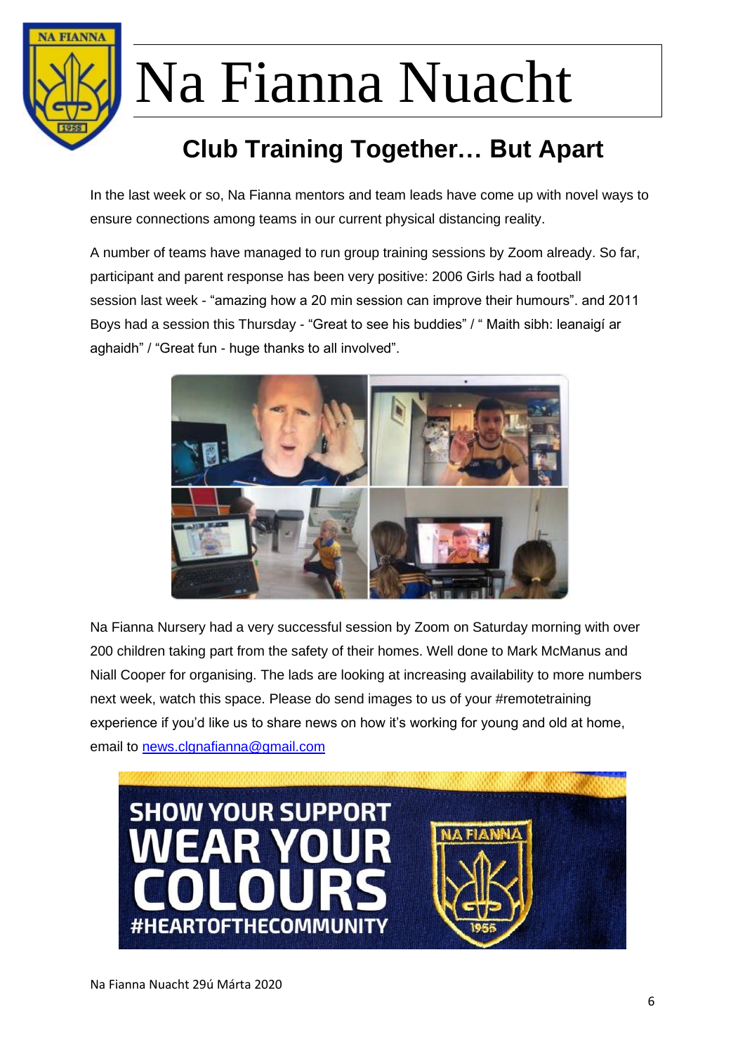# Na Fianna Nuacht

## Club Training Together… But Apart

In the last week or so, Na Fianna mentors and team leads have come up with novel ways to ensure connections among teams in our current physical distancing reality.

A number of teams have managed to run group training sessions by Zoom already. So far, participant and parent response has been very positive: 2006 Girls had a football session last week - "amazing how a 20 min session can improve their humours". and 2011 Boys had a session this Thursday - "Great to see his buddies" / " Maith sibh: leanaigí ar aghaidh" / "Great fun - huge thanks to all involved".

Na Fianna Nursery had a very successful session by Zoom on Saturday morning with over 200 children taking part from the safety of their homes. Well done to Mark McManus and Niall Cooper for organising. The lads are looking at increasing availability to more numbers next week, watch this space. Please do send images to us of your #remotetraining experience if you'd like us to share news on how it's working for young and old at home, email to [news.clgnafianna@gmail.com](mailto:news.clgnafianna@gmail.com)

SHOW YOUR SUPPORT WEAR YOUR COLOURS #HEARTOFTHECOMMUNITY

Na Fianna Nuacht 29ú Márta 2020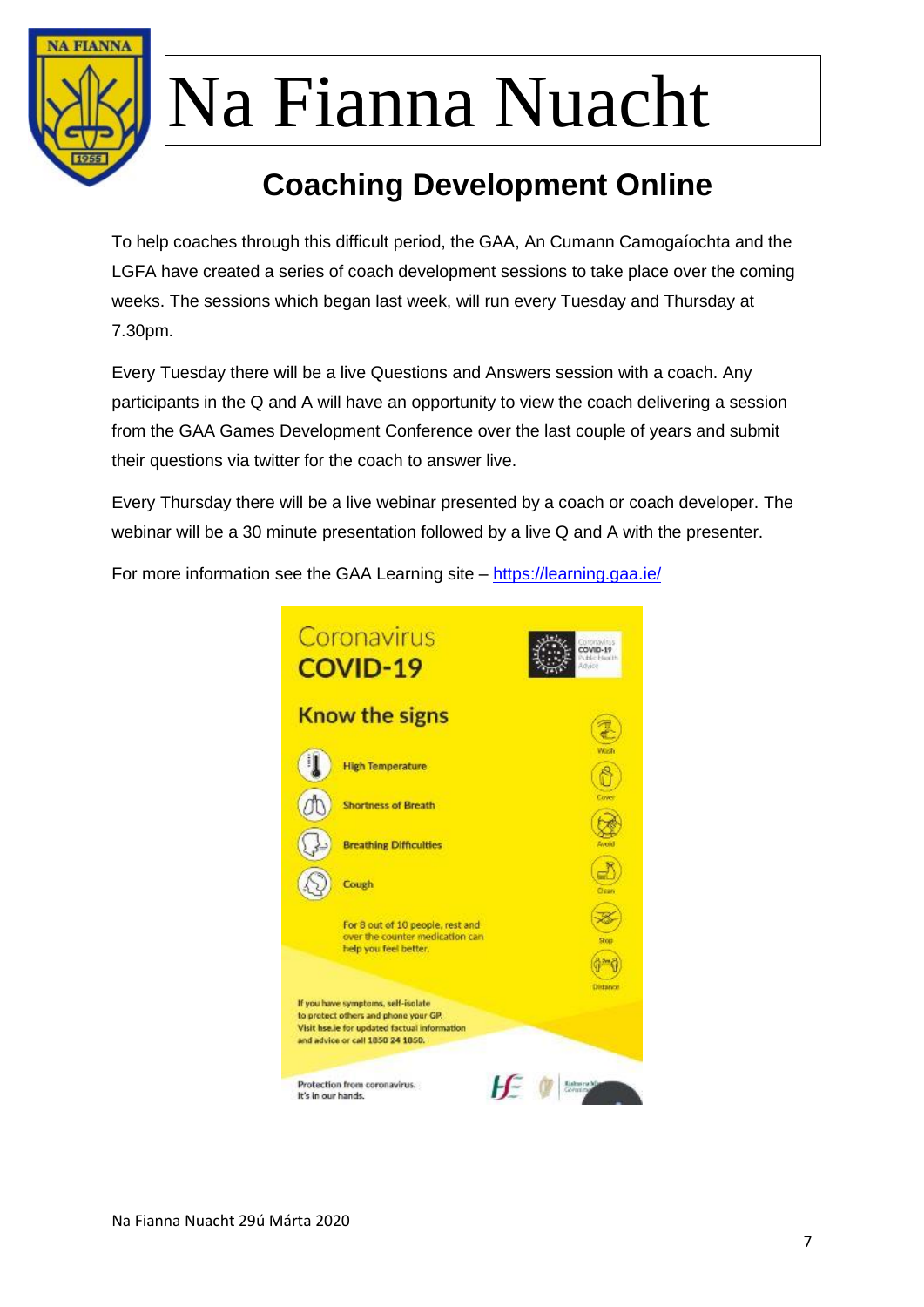## Coaching Development Online

To help coaches through this difficult period, the GAA, An Cumann Camogaíochta and the LGFA have created a series of coach development sessions to take place over the coming weeks. The sessions which began last week, will run every Tuesday and Thursday at 7.30pm.

Every Tuesday there will be a live Questions and Answers session with a coach. Any participants in the Q and A will have an opportunity to view the coach delivering a session from the GAA Games Development Conference over the last couple of years and submit their questions via twitter for the coach to answer live.

Every Thursday there will be a live webinar presented by a coach or coach developer. The webinar will be a 30 minute presentation followed by a live Q and A with the presenter.

For more information see the GAA Learning site – [https://learning.gaa.ie/](https://learning.gaa.ie/)

Coronavirus
**COVID-19**

**Know the signs**

- High Temperature
- Shortness of Breath
- Breathing Difficulties
- Cough

For 8 out of 10 people, rest and over the counter medication can help you feel better.

Wash · Cover · Avoid · Clean · Stop · Distance

If you have symptoms, self-isolate to protect others and phone your GP. Visit hse.ie for updated factual information and advice or call 1850 24 1850.

Protection from coronavirus.
It's in our hands.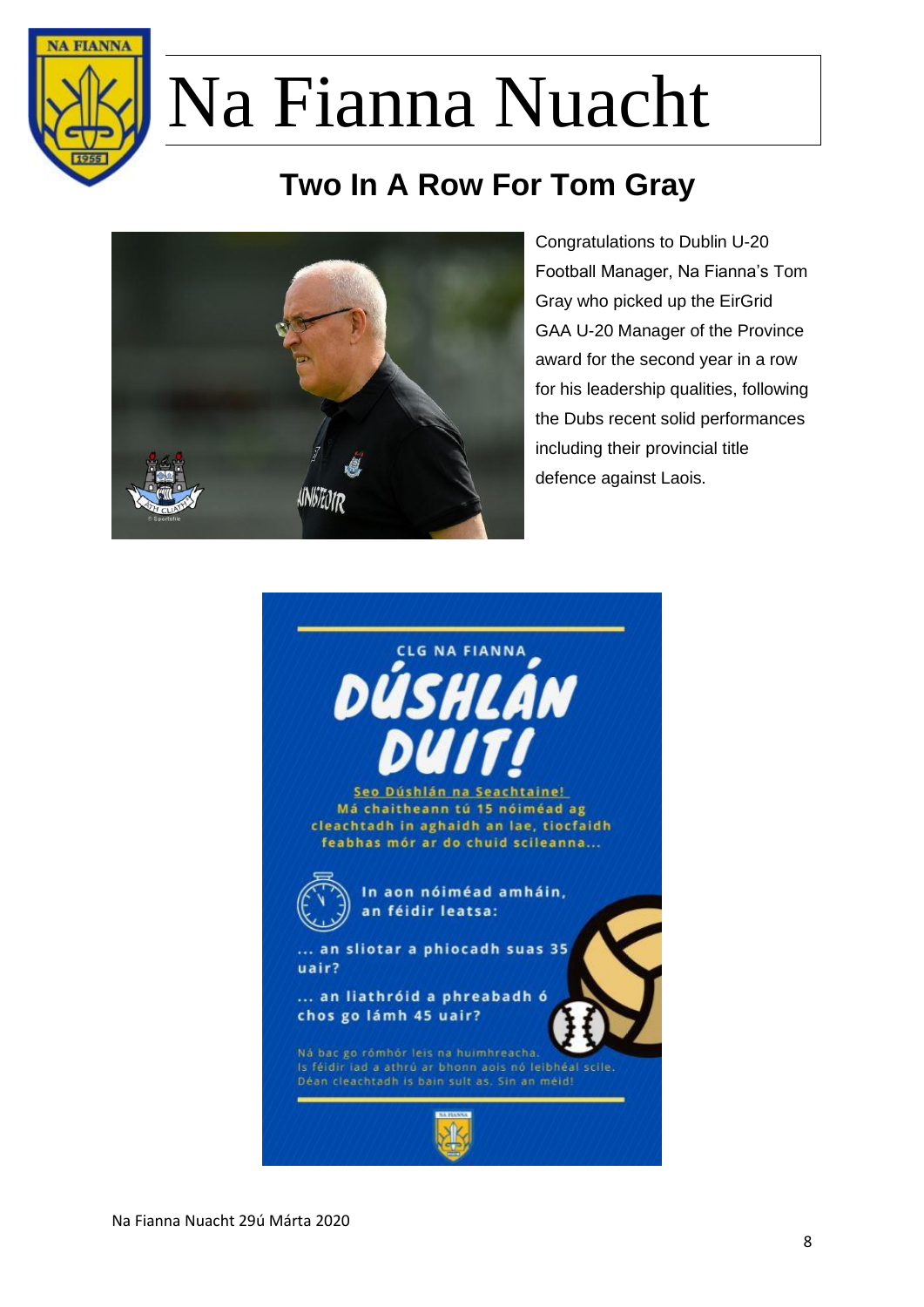# Na Fianna Nuacht

## Two In A Row For Tom Gray

Congratulations to Dublin U-20 Football Manager, Na Fianna's Tom Gray who picked up the EirGrid GAA U-20 Manager of the Province award for the second year in a row for his leadership qualities, following the Dubs recent solid performances including their provincial title defence against Laois.

CLG NA FIANNA

**DÚSHLÁN DUIT!**

Seo Dúshlán na Seachtaine!

Má chaitheann tú 15 nóiméad ag cleachtadh in aghaidh an lae, tiocfaidh feabhas mór ar do chuid scileanna...

In aon nóiméad amháin, an féidir leatsa:

... an sliotar a phiocadh suas 35 uair?

... an liathróid a phreabadh ó chos go lámh 45 uair?

Ná bac go rómhór leis na huimhreacha. Is féidir iad a athrú ar bhonn aois nó leibhéal scile. Déan cleachtadh is bain sult as. Sin an méid!

Na Fianna Nuacht 29ú Márta 2020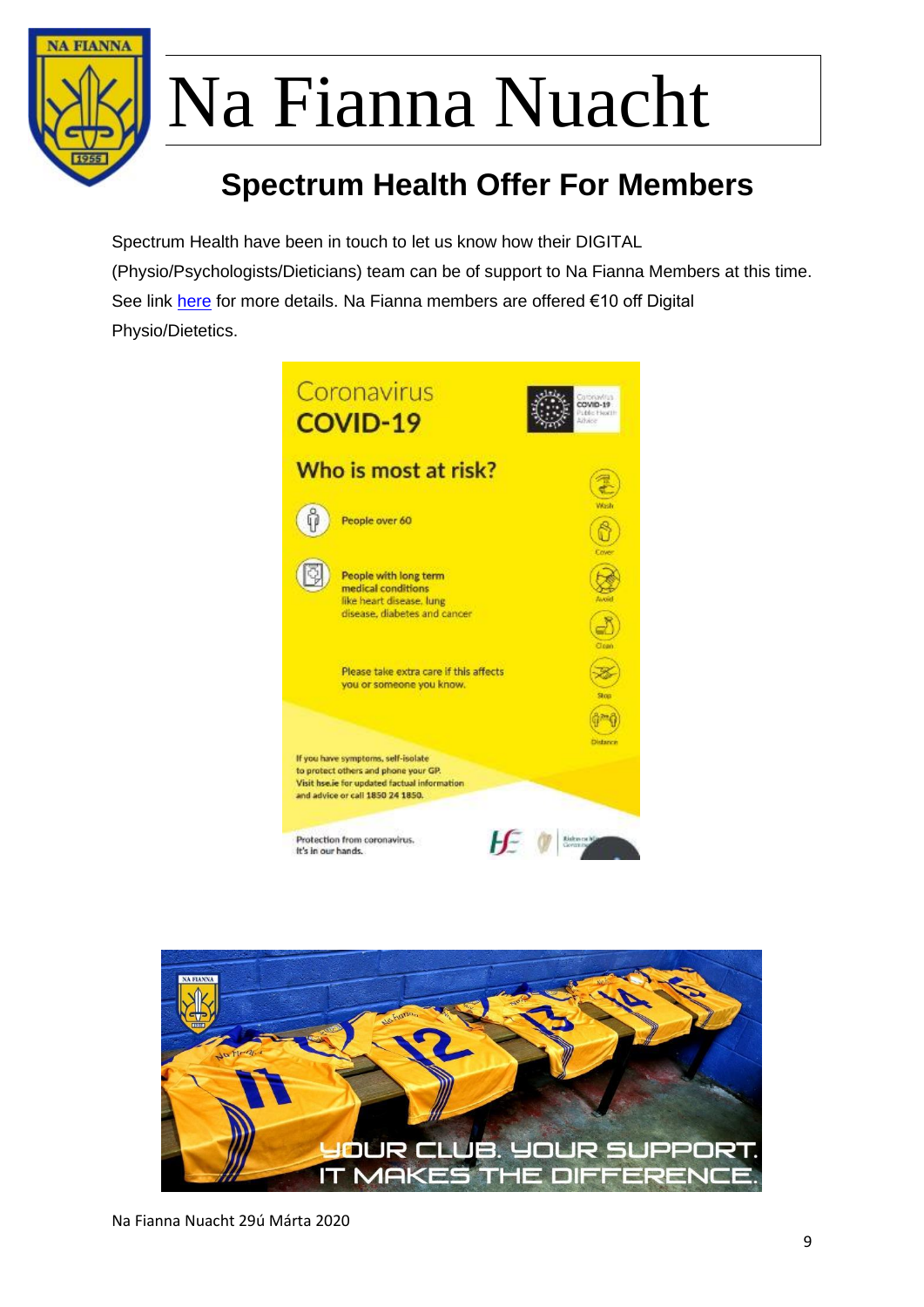# Na Fianna Nuacht

## Spectrum Health Offer For Members

Spectrum Health have been in touch to let us know how their DIGITAL (Physio/Psychologists/Dieticians) team can be of support to Na Fianna Members at this time. See link here for more details. Na Fianna members are offered €10 off Digital Physio/Dietetics.

Coronavirus
COVID-19

Who is most at risk?

People over 60

People with long term medical conditions like heart disease, lung disease, diabetes and cancer

Please take extra care if this affects you or someone you know.

Wash · Cover · Avoid · Clean · Stop · Distance

If you have symptoms, self-isolate to protect others and phone your GP. Visit hse.ie for updated factual information and advice or call 1850 24 1850.

Protection from coronavirus. It's in our hands.

YOUR CLUB. YOUR SUPPORT.
IT MAKES THE DIFFERENCE.

Na Fianna Nuacht 29ú Márta 2020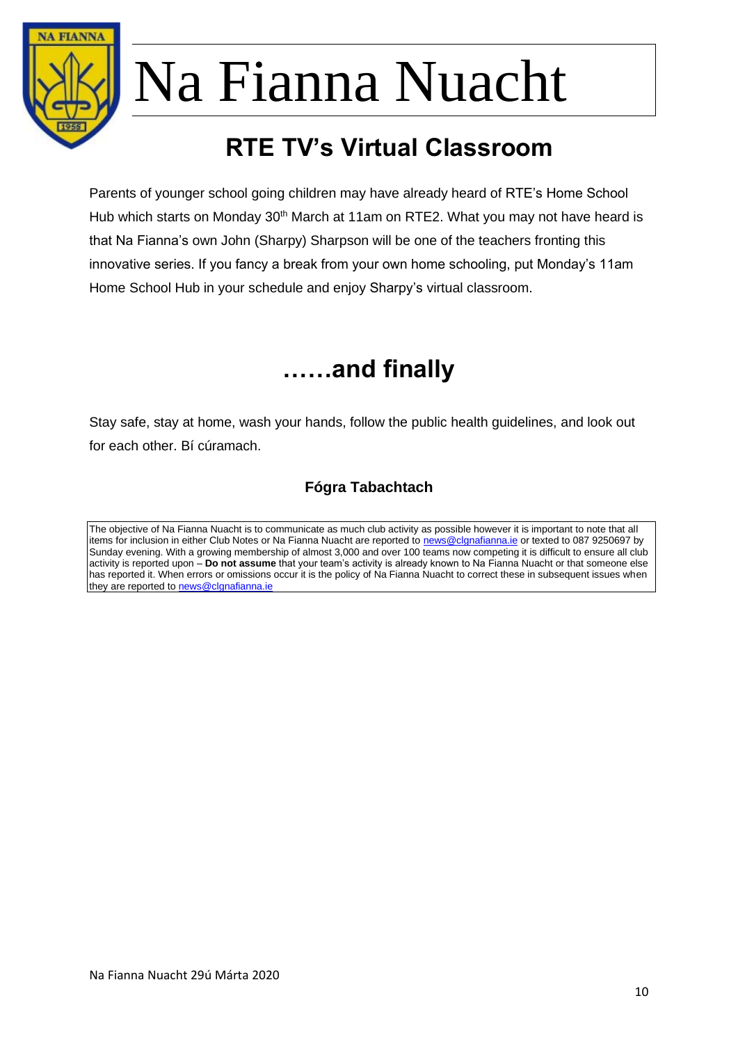# Na Fianna Nuacht

## RTE TV's Virtual Classroom

Parents of younger school going children may have already heard of RTE's Home School Hub which starts on Monday 30th March at 11am on RTE2. What you may not have heard is that Na Fianna's own John (Sharpy) Sharpson will be one of the teachers fronting this innovative series. If you fancy a break from your own home schooling, put Monday's 11am Home School Hub in your schedule and enjoy Sharpy's virtual classroom.

## ……and finally

Stay safe, stay at home, wash your hands, follow the public health guidelines, and look out for each other. Bí cúramach.

### Fógra Tabachtach

The objective of Na Fianna Nuacht is to communicate as much club activity as possible however it is important to note that all items for inclusion in either Club Notes or Na Fianna Nuacht are reported to news@clgnafianna.ie or texted to 087 9250697 by Sunday evening. With a growing membership of almost 3,000 and over 100 teams now competing it is difficult to ensure all club activity is reported upon – **Do not assume** that your team's activity is already known to Na Fianna Nuacht or that someone else has reported it. When errors or omissions occur it is the policy of Na Fianna Nuacht to correct these in subsequent issues when they are reported to news@clgnafianna.ie